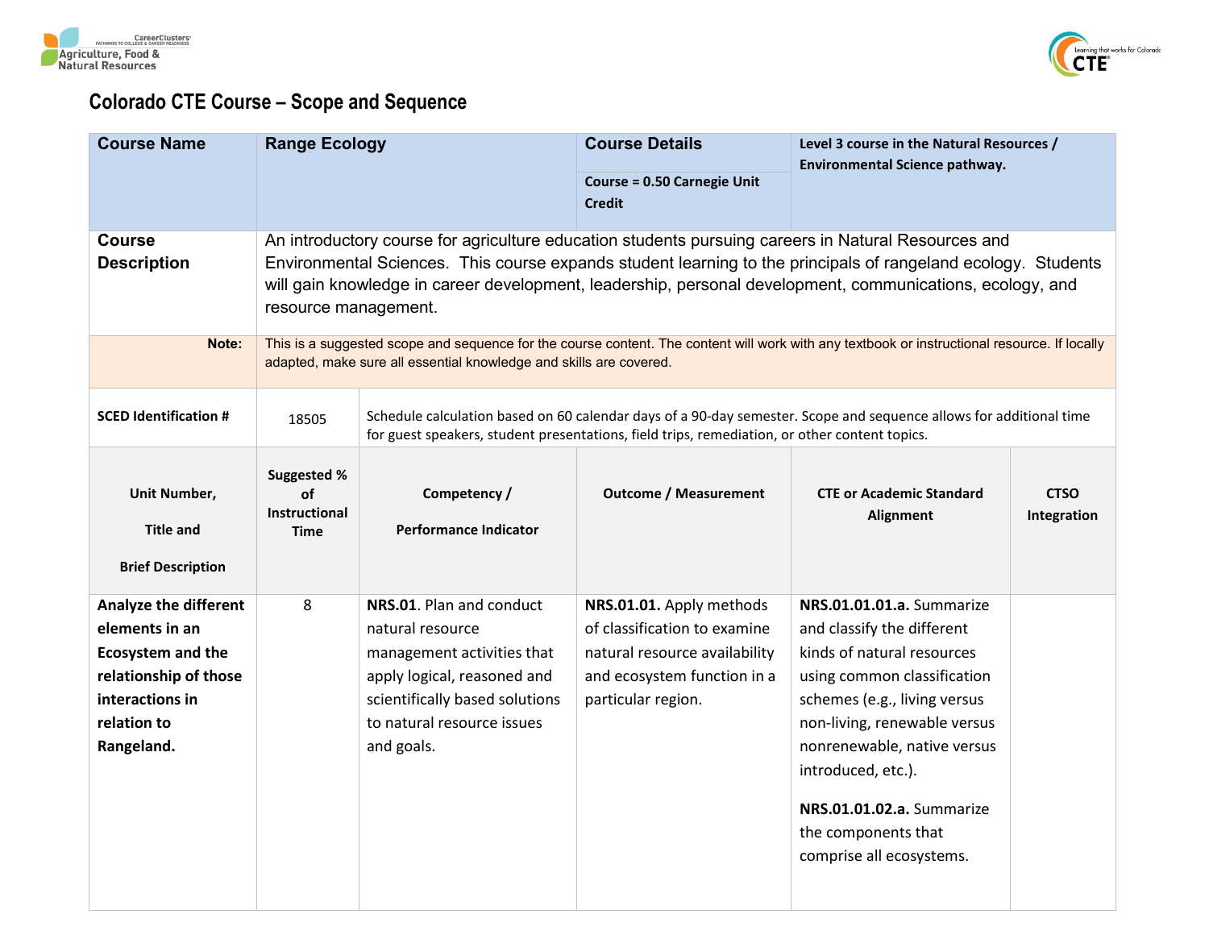# Colorado CTE Course – Scope and Sequence

| **Course Name** | **Range Ecology** | | **Course Details** | **Level 3 course in the Natural Resources / Environmental Science pathway.** | |
|---|---|---|---|---|---|
| | | | **Course = 0.50 Carnegie Unit Credit** | | |
| **Course Description** | An introductory course for agriculture education students pursuing careers in Natural Resources and Environmental Sciences. This course expands student learning to the principals of rangeland ecology. Students will gain knowledge in career development, leadership, personal development, communications, ecology, and resource management. | | | | |
| **Note:** | This is a suggested scope and sequence for the course content. The content will work with any textbook or instructional resource. If locally adapted, make sure all essential knowledge and skills are covered. | | | | |
| **SCED Identification #** | 18505 | Schedule calculation based on 60 calendar days of a 90-day semester. Scope and sequence allows for additional time for guest speakers, student presentations, field trips, remediation, or other content topics. | | | |
| **Unit Number, Title and Brief Description** | **Suggested % of Instructional Time** | **Competency / Performance Indicator** | **Outcome / Measurement** | **CTE or Academic Standard Alignment** | **CTSO Integration** |
| **Analyze the different elements in an Ecosystem and the relationship of those interactions in relation to Rangeland.** | 8 | **NRS.01**. Plan and conduct natural resource management activities that apply logical, reasoned and scientifically based solutions to natural resource issues and goals. | **NRS.01.01.** Apply methods of classification to examine natural resource availability and ecosystem function in a particular region. | **NRS.01.01.01.a.** Summarize and classify the different kinds of natural resources using common classification schemes (e.g., living versus non-living, renewable versus nonrenewable, native versus introduced, etc.).<br><br>**NRS.01.01.02.a.** Summarize the components that comprise all ecosystems. | |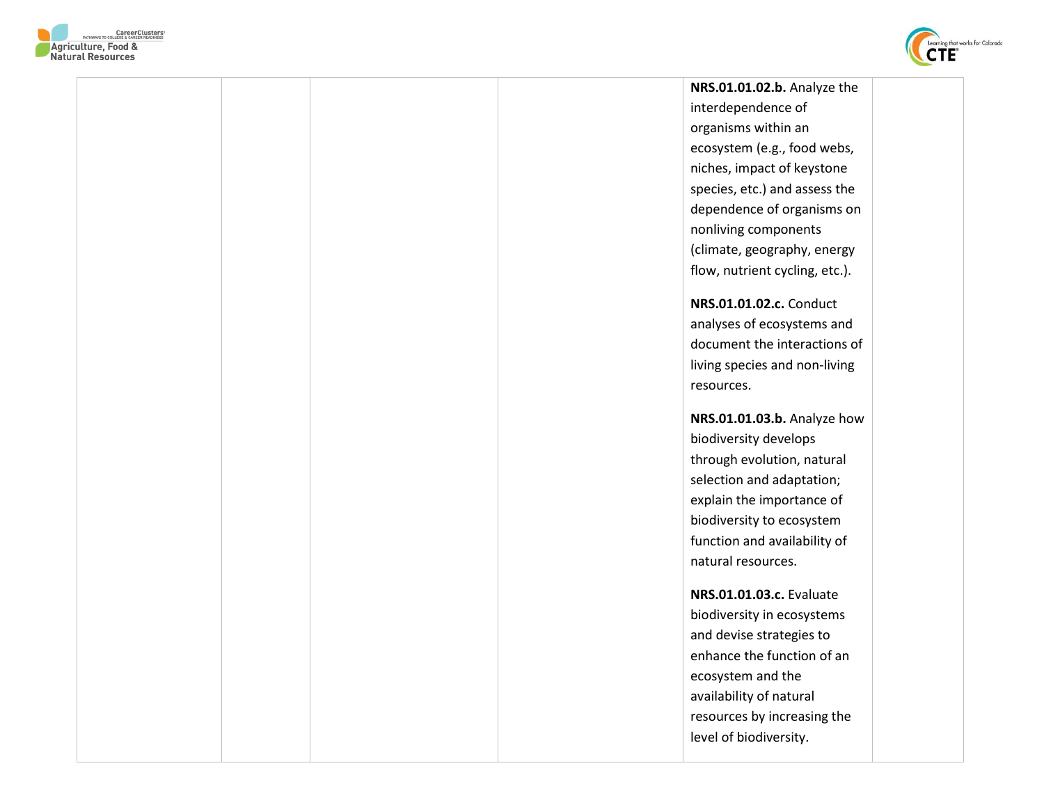| | | | | | |
|---|---|---|---|---|---|
| | | | | **NRS.01.01.02.b.** Analyze the interdependence of organisms within an ecosystem (e.g., food webs, niches, impact of keystone species, etc.) and assess the dependence of organisms on nonliving components (climate, geography, energy flow, nutrient cycling, etc.).<br><br>**NRS.01.01.02.c.** Conduct analyses of ecosystems and document the interactions of living species and non-living resources.<br><br>**NRS.01.01.03.b.** Analyze how biodiversity develops through evolution, natural selection and adaptation; explain the importance of biodiversity to ecosystem function and availability of natural resources.<br><br>**NRS.01.01.03.c.** Evaluate biodiversity in ecosystems and devise strategies to enhance the function of an ecosystem and the availability of natural resources by increasing the level of biodiversity. | |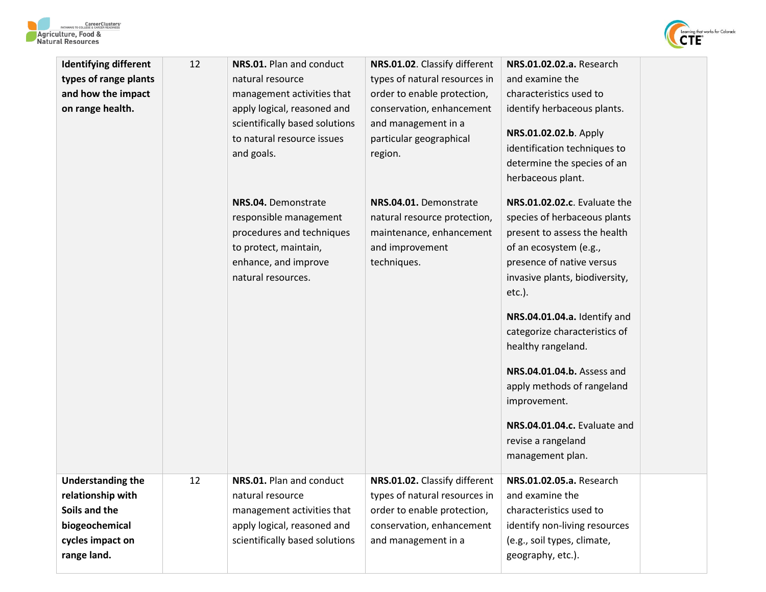| | | | | | |
|---|---|---|---|---|---|
| **Identifying different types of range plants and how the impact on range health.** | 12 | **NRS.01.** Plan and conduct natural resource management activities that apply logical, reasoned and scientifically based solutions to natural resource issues and goals.<br><br>**NRS.04.** Demonstrate responsible management procedures and techniques to protect, maintain, enhance, and improve natural resources. | **NRS.01.02**. Classify different types of natural resources in order to enable protection, conservation, enhancement and management in a particular geographical region.<br><br>**NRS.04.01.** Demonstrate natural resource protection, maintenance, enhancement and improvement techniques. | **NRS.01.02.02.a.** Research and examine the characteristics used to identify herbaceous plants.<br><br>**NRS.01.02.02.b**. Apply identification techniques to determine the species of an herbaceous plant.<br><br>**NRS.01.02.02.c**. Evaluate the species of herbaceous plants present to assess the health of an ecosystem (e.g., presence of native versus invasive plants, biodiversity, etc.).<br><br>**NRS.04.01.04.a.** Identify and categorize characteristics of healthy rangeland.<br><br>**NRS.04.01.04.b.** Assess and apply methods of rangeland improvement.<br><br>**NRS.04.01.04.c.** Evaluate and revise a rangeland management plan. | |
| **Understanding the relationship with Soils and the biogeochemical cycles impact on range land.** | 12 | **NRS.01.** Plan and conduct natural resource management activities that apply logical, reasoned and scientifically based solutions | **NRS.01.02.** Classify different types of natural resources in order to enable protection, conservation, enhancement and management in a | **NRS.01.02.05.a.** Research and examine the characteristics used to identify non-living resources (e.g., soil types, climate, geography, etc.). | |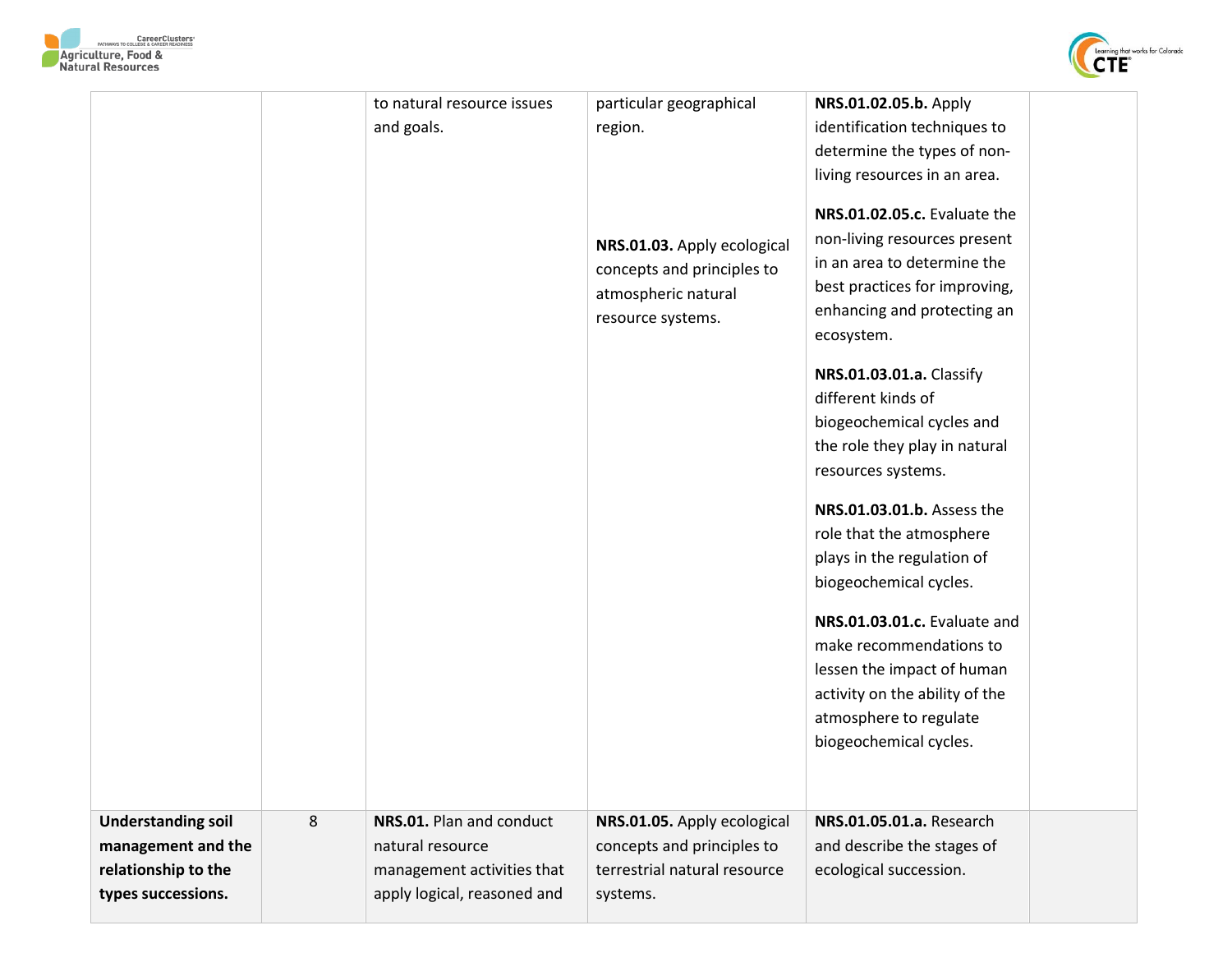| | | | | | |
|---|---|---|---|---|---|
| | | to natural resource issues and goals. | particular geographical region.<br><br>**NRS.01.03.** Apply ecological concepts and principles to atmospheric natural resource systems. | **NRS.01.02.05.b.** Apply identification techniques to determine the types of non-living resources in an area.<br><br>**NRS.01.02.05.c.** Evaluate the non-living resources present in an area to determine the best practices for improving, enhancing and protecting an ecosystem.<br><br>**NRS.01.03.01.a.** Classify different kinds of biogeochemical cycles and the role they play in natural resources systems.<br><br>**NRS.01.03.01.b.** Assess the role that the atmosphere plays in the regulation of biogeochemical cycles.<br><br>**NRS.01.03.01.c.** Evaluate and make recommendations to lessen the impact of human activity on the ability of the atmosphere to regulate biogeochemical cycles. | |
| **Understanding soil management and the relationship to the types successions.** | 8 | **NRS.01.** Plan and conduct natural resource management activities that apply logical, reasoned and | **NRS.01.05.** Apply ecological concepts and principles to terrestrial natural resource systems. | **NRS.01.05.01.a.** Research and describe the stages of ecological succession. | |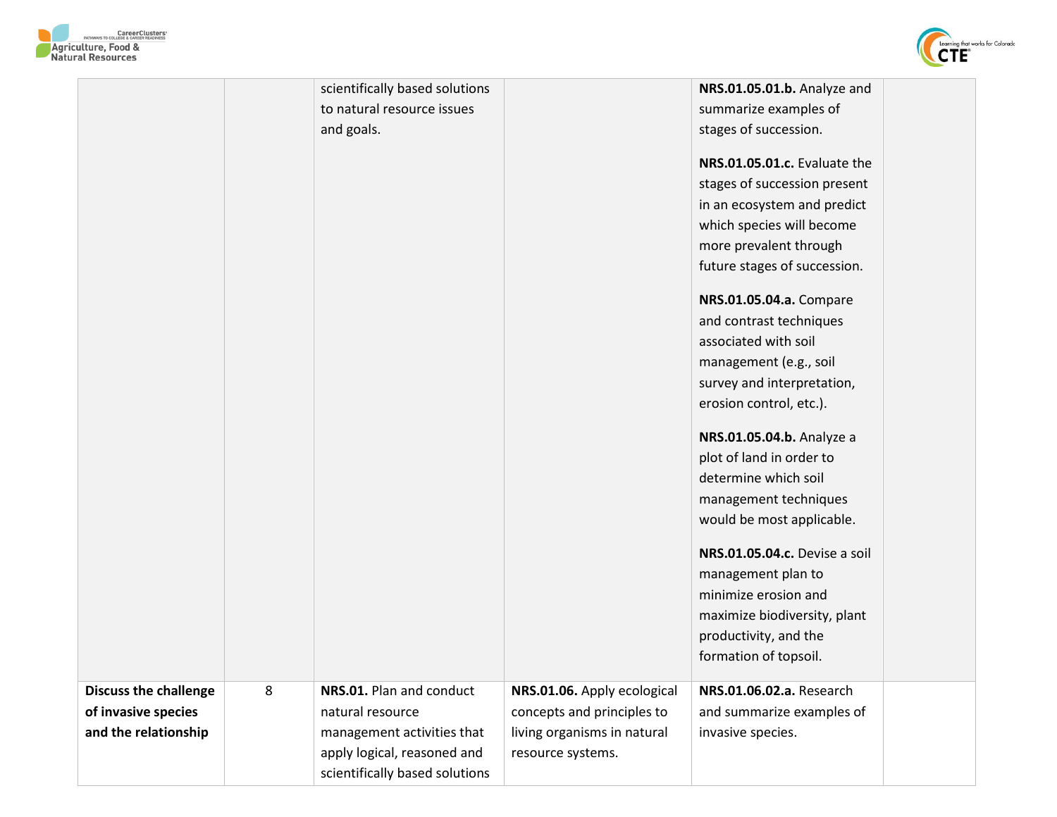| | | | | | |
|---|---|---|---|---|---|
| | | scientifically based solutions to natural resource issues and goals. | | **NRS.01.05.01.b.** Analyze and summarize examples of stages of succession.<br><br>**NRS.01.05.01.c.** Evaluate the stages of succession present in an ecosystem and predict which species will become more prevalent through future stages of succession.<br><br>**NRS.01.05.04.a.** Compare and contrast techniques associated with soil management (e.g., soil survey and interpretation, erosion control, etc.).<br><br>**NRS.01.05.04.b.** Analyze a plot of land in order to determine which soil management techniques would be most applicable.<br><br>**NRS.01.05.04.c.** Devise a soil management plan to minimize erosion and maximize biodiversity, plant productivity, and the formation of topsoil. | |
| **Discuss the challenge of invasive species and the relationship** | 8 | **NRS.01.** Plan and conduct natural resource management activities that apply logical, reasoned and scientifically based solutions | **NRS.01.06.** Apply ecological concepts and principles to living organisms in natural resource systems. | **NRS.01.06.02.a.** Research and summarize examples of invasive species. | |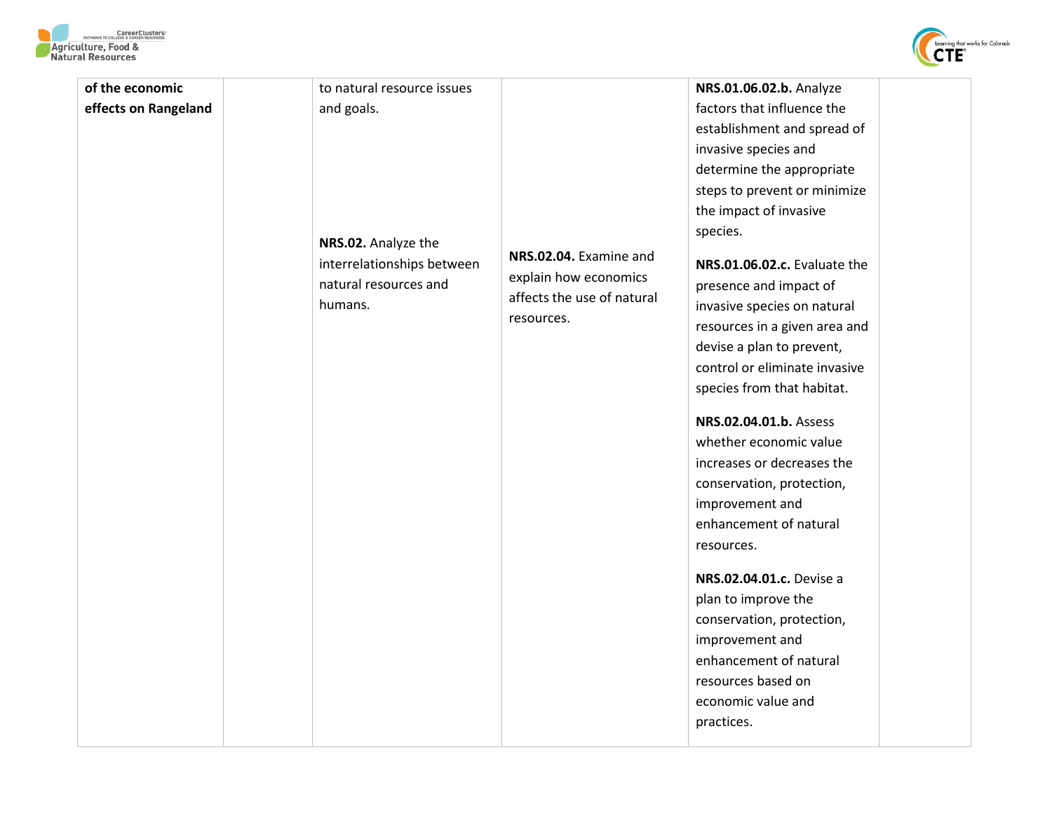| | | | | | |
|---|---|---|---|---|---|
| **of the economic effects on Rangeland** | | to natural resource issues and goals.<br><br>**NRS.02.** Analyze the interrelationships between natural resources and humans. | **NRS.02.04.** Examine and explain how economics affects the use of natural resources. | **NRS.01.06.02.b.** Analyze factors that influence the establishment and spread of invasive species and determine the appropriate steps to prevent or minimize the impact of invasive species.<br><br>**NRS.01.06.02.c.** Evaluate the presence and impact of invasive species on natural resources in a given area and devise a plan to prevent, control or eliminate invasive species from that habitat.<br><br>**NRS.02.04.01.b.** Assess whether economic value increases or decreases the conservation, protection, improvement and enhancement of natural resources.<br><br>**NRS.02.04.01.c.** Devise a plan to improve the conservation, protection, improvement and enhancement of natural resources based on economic value and practices. | |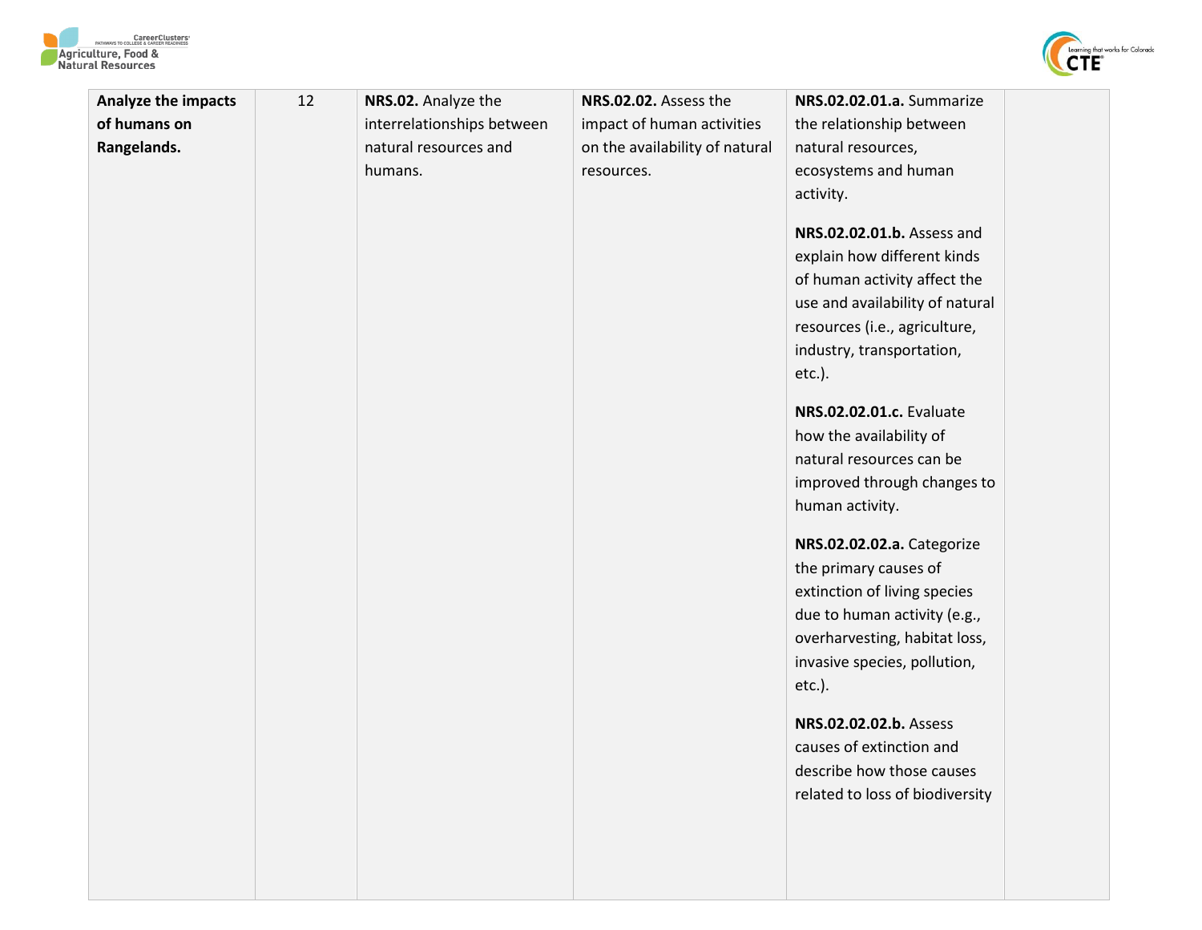| | | | | | |
|---|---|---|---|---|---|
| **Analyze the impacts of humans on Rangelands.** | 12 | **NRS.02.** Analyze the interrelationships between natural resources and humans. | **NRS.02.02.** Assess the impact of human activities on the availability of natural resources. | **NRS.02.02.01.a.** Summarize the relationship between natural resources, ecosystems and human activity.<br><br>**NRS.02.02.01.b.** Assess and explain how different kinds of human activity affect the use and availability of natural resources (i.e., agriculture, industry, transportation, etc.).<br><br>**NRS.02.02.01.c.** Evaluate how the availability of natural resources can be improved through changes to human activity.<br><br>**NRS.02.02.02.a.** Categorize the primary causes of extinction of living species due to human activity (e.g., overharvesting, habitat loss, invasive species, pollution, etc.).<br><br>**NRS.02.02.02.b.** Assess causes of extinction and describe how those causes related to loss of biodiversity | |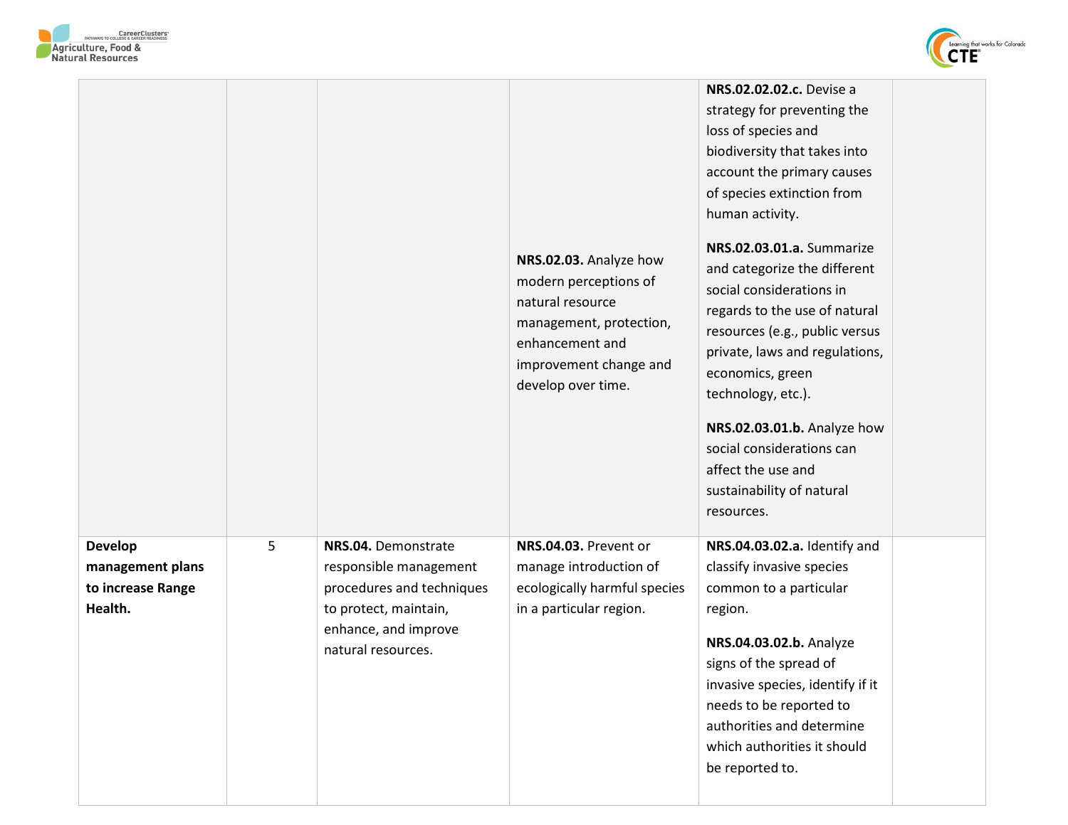| | | | | | |
|---|---|---|---|---|---|
| | | | | **NRS.02.02.02.c.** Devise a strategy for preventing the loss of species and biodiversity that takes into account the primary causes of species extinction from human activity. | |
| | | | **NRS.02.03.** Analyze how modern perceptions of natural resource management, protection, enhancement and improvement change and develop over time. | **NRS.02.03.01.a.** Summarize and categorize the different social considerations in regards to the use of natural resources (e.g., public versus private, laws and regulations, economics, green technology, etc.).<br><br>**NRS.02.03.01.b.** Analyze how social considerations can affect the use and sustainability of natural resources. | |
| **Develop management plans to increase Range Health.** | 5 | **NRS.04.** Demonstrate responsible management procedures and techniques to protect, maintain, enhance, and improve natural resources. | **NRS.04.03.** Prevent or manage introduction of ecologically harmful species in a particular region. | **NRS.04.03.02.a.** Identify and classify invasive species common to a particular region.<br><br>**NRS.04.03.02.b.** Analyze signs of the spread of invasive species, identify if it needs to be reported to authorities and determine which authorities it should be reported to. | |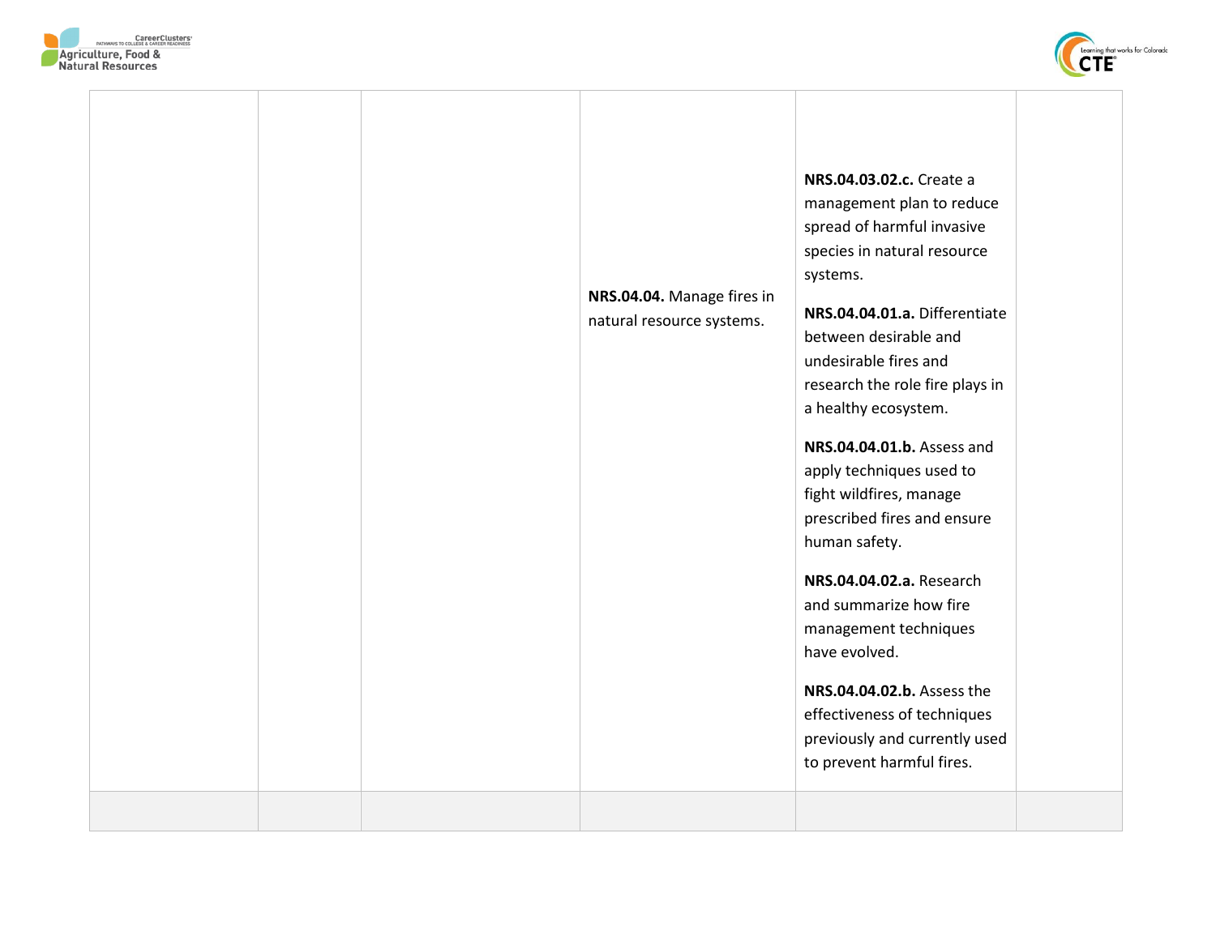| | | | | | |
|---|---|---|---|---|---|
| | | | **NRS.04.04.** Manage fires in natural resource systems. | **NRS.04.03.02.c.** Create a management plan to reduce spread of harmful invasive species in natural resource systems.<br><br>**NRS.04.04.01.a.** Differentiate between desirable and undesirable fires and research the role fire plays in a healthy ecosystem.<br><br>**NRS.04.04.01.b.** Assess and apply techniques used to fight wildfires, manage prescribed fires and ensure human safety.<br><br>**NRS.04.04.02.a.** Research and summarize how fire management techniques have evolved.<br><br>**NRS.04.04.02.b.** Assess the effectiveness of techniques previously and currently used to prevent harmful fires. | |
| | | | | | |